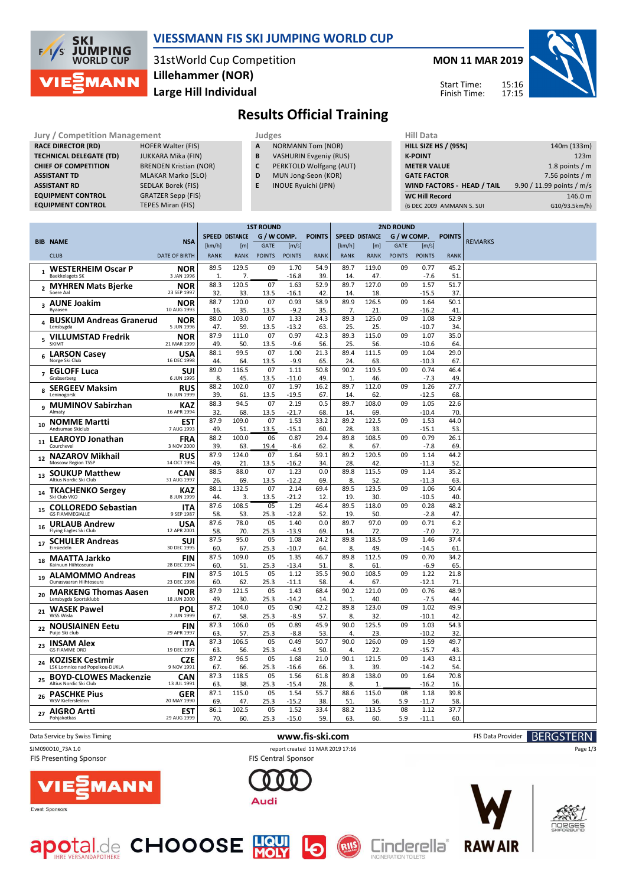# VIESSMANN FIS SKI JUMPING WORLD CUP

31stWorld Cup Competition
Lillehammer (NOR)
Large Hill Individual

**MON 11 MAR 2019**

Start Time: 15:16
Finish Time: 17:15

## Results Official Training

| Jury / Competition Management | |
|---|---|
| RACE DIRECTOR (RD) | HOFER Walter (FIS) |
| TECHNICAL DELEGATE (TD) | JUKKARA Mika (FIN) |
| CHIEF OF COMPETITION | BRENDEN Kristian (NOR) |
| ASSISTANT TD | MLAKAR Marko (SLO) |
| ASSISTANT RD | SEDLAK Borek (FIS) |
| EQUIPMENT CONTROL | GRATZER Sepp (FIS) |
| EQUIPMENT CONTROL | TEPES Miran (FIS) |

| Judges | |
|---|---|
| A | NORMANN Tom (NOR) |
| B | VASHURIN Evgeniy (RUS) |
| C | PERKTOLD Wolfgang (AUT) |
| D | MUN Jong-Seon (KOR) |
| E | INOUE Ryuichi (JPN) |

| Hill Data | |
|---|---|
| HILL SIZE HS / (95%) | 140m (133m) |
| K-POINT | 123m |
| METER VALUE | 1.8 points / m |
| GATE FACTOR | 7.56 points / m |
| WIND FACTORS - HEAD / TAIL | 9.90 / 11.99 points / m/s |
| WC Hill Record | 146.0 m |
| (6 DEC 2009 AMMANN S. SUI | G10/93.5km/h) |

| BIB | NAME / CLUB | NSA / DATE OF BIRTH | 1ST ROUND SPEED [km/h] / RANK | DISTANCE [m] / RANK | GATE / POINTS | WIND [m/s] / POINTS | POINTS / RANK | 2ND ROUND SPEED [km/h] / RANK | DISTANCE [m] / RANK | GATE / POINTS | WIND [m/s] / POINTS | POINTS / RANK | REMARKS |
|---|---|---|---|---|---|---|---|---|---|---|---|---|---|
| 1 | WESTERHEIM Oscar P / Baekkelagets SK | NOR / 3 JAN 1996 | 89.5 / 1. | 129.5 / 7. | 09 / | 1.70 / -16.8 | 54.9 / 39. | 89.7 / 14. | 119.0 / 47. | 09 / | 0.77 / -7.6 | 45.2 / 51. | |
| 2 | MYHREN Mats Bjerke / Soere Aal | NOR / 23 SEP 1997 | 88.3 / 32. | 120.5 / 33. | 07 / 13.5 | 1.63 / -16.1 | 52.9 / 42. | 89.7 / 14. | 127.0 / 18. | 09 / | 1.57 / -15.5 | 51.7 / 37. | |
| 3 | AUNE Joakim / Byaasen | NOR / 10 AUG 1993 | 88.7 / 16. | 120.0 / 35. | 07 / 13.5 | 0.93 / -9.2 | 58.9 / 35. | 89.9 / 7. | 126.5 / 21. | 09 / | 1.64 / -16.2 | 50.1 / 41. | |
| 4 | BUSKUM Andreas Granerud / Lensbygda | NOR / 5 JUN 1996 | 88.0 / 47. | 103.0 / 59. | 07 / 13.5 | 1.33 / -13.2 | 24.3 / 63. | 89.3 / 25. | 125.0 / 25. | 09 / | 1.08 / -10.7 | 52.9 / 34. | |
| 5 | VILLUMSTAD Fredrik / SKIMT | NOR / 21 MAR 1999 | 87.9 / 49. | 111.0 / 50. | 07 / 13.5 | 0.97 / -9.6 | 42.3 / 56. | 89.3 / 25. | 115.0 / 56. | 09 / | 1.07 / -10.6 | 35.0 / 64. | |
| 6 | LARSON Casey / Norge Ski Club | USA / 16 DEC 1998 | 88.1 / 44. | 99.5 / 64. | 07 / 13.5 | 1.00 / -9.9 | 21.3 / 65. | 89.4 / 24. | 111.5 / 63. | 09 / | 1.04 / -10.3 | 29.0 / 67. | |
| 7 | EGLOFF Luca / Grabserberg | SUI / 6 JUN 1995 | 89.0 / 8. | 116.5 / 45. | 07 / 13.5 | 1.11 / -11.0 | 50.8 / 49. | 90.2 / 1. | 119.5 / 46. | 09 / | 0.74 / -7.3 | 46.4 / 49. | |
| 8 | SERGEEV Maksim / Leninogorsk | RUS / 16 JUN 1999 | 88.2 / 39. | 102.0 / 61. | 07 / 13.5 | 1.97 / -19.5 | 16.2 / 67. | 89.7 / 14. | 112.0 / 62. | 09 / | 1.26 / -12.5 | 27.7 / 68. | |
| 9 | MUMINOV Sabirzhan / Almaty | KAZ / 16 APR 1994 | 88.3 / 32. | 94.5 / 68. | 07 / 13.5 | 2.19 / -21.7 | 0.5 / 68. | 89.7 / 14. | 108.0 / 69. | 09 / | 1.05 / -10.4 | 22.6 / 70. | |
| 10 | NOMME Martti / Andsumae Skiclub | EST / 7 AUG 1993 | 87.9 / 49. | 109.0 / 51. | 07 / 13.5 | 1.53 / -15.1 | 33.2 / 60. | 89.2 / 28. | 122.5 / 33. | 09 / | 1.53 / -15.1 | 44.0 / 53. | |
| 11 | LEAROYD Jonathan / Courchevel | FRA / 3 NOV 2000 | 88.2 / 39. | 100.0 / 63. | 06 / 19.4 | 0.87 / -8.6 | 29.4 / 62. | 89.8 / 8. | 108.5 / 67. | 09 / | 0.79 / -7.8 | 26.1 / 69. | |
| 12 | NAZAROV Mikhail / Moscow Region TSSP | RUS / 14 OCT 1994 | 87.9 / 49. | 124.0 / 21. | 07 / 13.5 | 1.64 / -16.2 | 59.1 / 34. | 89.2 / 28. | 120.5 / 42. | 09 / | 1.14 / -11.3 | 44.2 / 52. | |
| 13 | SOUKUP Matthew / Altius Nordic Ski Club | CAN / 31 AUG 1997 | 88.5 / 26. | 88.0 / 69. | 07 / 13.5 | 1.23 / -12.2 | 0.0 / 69. | 89.8 / 8. | 115.5 / 52. | 09 / | 1.14 / -11.3 | 35.2 / 63. | |
| 14 | TKACHENKO Sergey / Ski Club VKO | KAZ / 8 JUN 1999 | 88.1 / 44. | 132.5 / 3. | 07 / 13.5 | 2.14 / -21.2 | 69.4 / 12. | 89.5 / 19. | 123.5 / 30. | 09 / | 1.06 / -10.5 | 50.4 / 40. | |
| 15 | COLLOREDO Sebastian / GS FIAMMEGIALLE | ITA / 9 SEP 1987 | 87.6 / 58. | 108.5 / 53. | 05 / 25.3 | 1.29 / -12.8 | 46.4 / 52. | 89.5 / 19. | 118.0 / 50. | 09 / | 0.28 / -2.8 | 48.2 / 47. | |
| 16 | URLAUB Andrew / Flying Eagles Ski Club | USA / 12 APR 2001 | 87.6 / 58. | 78.0 / 70. | 05 / 25.3 | 1.40 / -13.9 | 0.0 / 69. | 89.7 / 14. | 97.0 / 72. | 09 / | 0.71 / -7.0 | 6.2 / 72. | |
| 17 | SCHULER Andreas / Einsiedeln | SUI / 30 DEC 1995 | 87.5 / 60. | 95.0 / 67. | 05 / 25.3 | 1.08 / -10.7 | 24.2 / 64. | 89.8 / 8. | 118.5 / 49. | 09 / | 1.46 / -14.5 | 37.4 / 61. | |
| 18 | MAATTA Jarkko / Kainuun Hiihtoseura | FIN / 28 DEC 1994 | 87.5 / 60. | 109.0 / 51. | 05 / 25.3 | 1.35 / -13.4 | 46.7 / 51. | 89.8 / 8. | 112.5 / 61. | 09 / | 0.70 / -6.9 | 34.2 / 65. | |
| 19 | ALAMOMMO Andreas / Ounasvaaran Hiihtoseura | FIN / 23 DEC 1998 | 87.5 / 60. | 101.5 / 62. | 05 / 25.3 | 1.12 / -11.1 | 35.5 / 58. | 90.0 / 4. | 108.5 / 67. | 09 / | 1.22 / -12.1 | 21.8 / 71. | |
| 20 | MARKENG Thomas Aasen / Lensbygda Sportsklubb | NOR / 18 JUN 2000 | 87.9 / 49. | 121.5 / 30. | 05 / 25.3 | 1.43 / -14.2 | 68.4 / 14. | 90.2 / 1. | 121.0 / 40. | 09 / | 0.76 / -7.5 | 48.9 / 44. | |
| 21 | WASEK Pawel / WSS Wisla | POL / 2 JUN 1999 | 87.2 / 67. | 104.0 / 58. | 05 / 25.3 | 0.90 / -8.9 | 42.2 / 57. | 89.8 / 8. | 123.0 / 32. | 09 / | 1.02 / -10.1 | 49.9 / 42. | |
| 22 | NOUSIAINEN Eetu / Puijo Ski club | FIN / 29 APR 1997 | 87.3 / 63. | 106.0 / 57. | 05 / 25.3 | 0.89 / -8.8 | 45.9 / 53. | 90.0 / 4. | 125.5 / 23. | 09 / | 1.03 / -10.2 | 54.3 / 32. | |
| 23 | INSAM Alex / GS FIAMME ORO | ITA / 19 DEC 1997 | 87.3 / 63. | 106.5 / 56. | 05 / 25.3 | 0.49 / -4.9 | 50.7 / 50. | 90.0 / 4. | 126.0 / 22. | 09 / | 1.59 / -15.7 | 49.7 / 43. | |
| 24 | KOZISEK Cestmir / LSK Lomnice nad Popelkou-DUKLA | CZE / 9 NOV 1991 | 87.2 / 67. | 96.5 / 66. | 05 / 25.3 | 1.68 / -16.6 | 21.0 / 66. | 90.1 / 3. | 121.5 / 39. | 09 / | 1.43 / -14.2 | 43.1 / 54. | |
| 25 | BOYD-CLOWES Mackenzie / Altius Nordic Ski Club | CAN / 13 JUL 1991 | 87.3 / 63. | 118.5 / 38. | 05 / 25.3 | 1.56 / -15.4 | 61.8 / 28. | 89.8 / 8. | 138.0 / 1. | 09 / | 1.64 / -16.2 | 70.8 / 16. | |
| 26 | PASCHKE Pius / WSV Kiefersfelden | GER / 20 MAY 1990 | 87.1 / 69. | 115.0 / 47. | 05 / 25.3 | 1.54 / -15.2 | 55.7 / 38. | 88.6 / 51. | 115.0 / 56. | 08 / 5.9 | 1.18 / -11.7 | 39.8 / 58. | |
| 27 | AIGRO Artti / Pohjakotkas | EST / 29 AUG 1999 | 86.1 / 70. | 102.5 / 60. | 05 / 25.3 | 1.52 / -15.0 | 33.4 / 59. | 88.2 / 63. | 113.5 / 60. | 08 / 5.9 | 1.12 / -11.1 | 37.7 / 60. | |

Data Service by Swiss Timing — www.fis-ski.com — FIS Data Provider BERGSTERN

SJM090O10_73A 1.0 — report created 11 MAR 2019 17:16

FIS Presenting Sponsor: VIESSMANN — FIS Central Sponsor: Audi

Event Sponsors: apotal.de, CHOOOSE, LIQUI MOLY, Cinderella, RAW AIR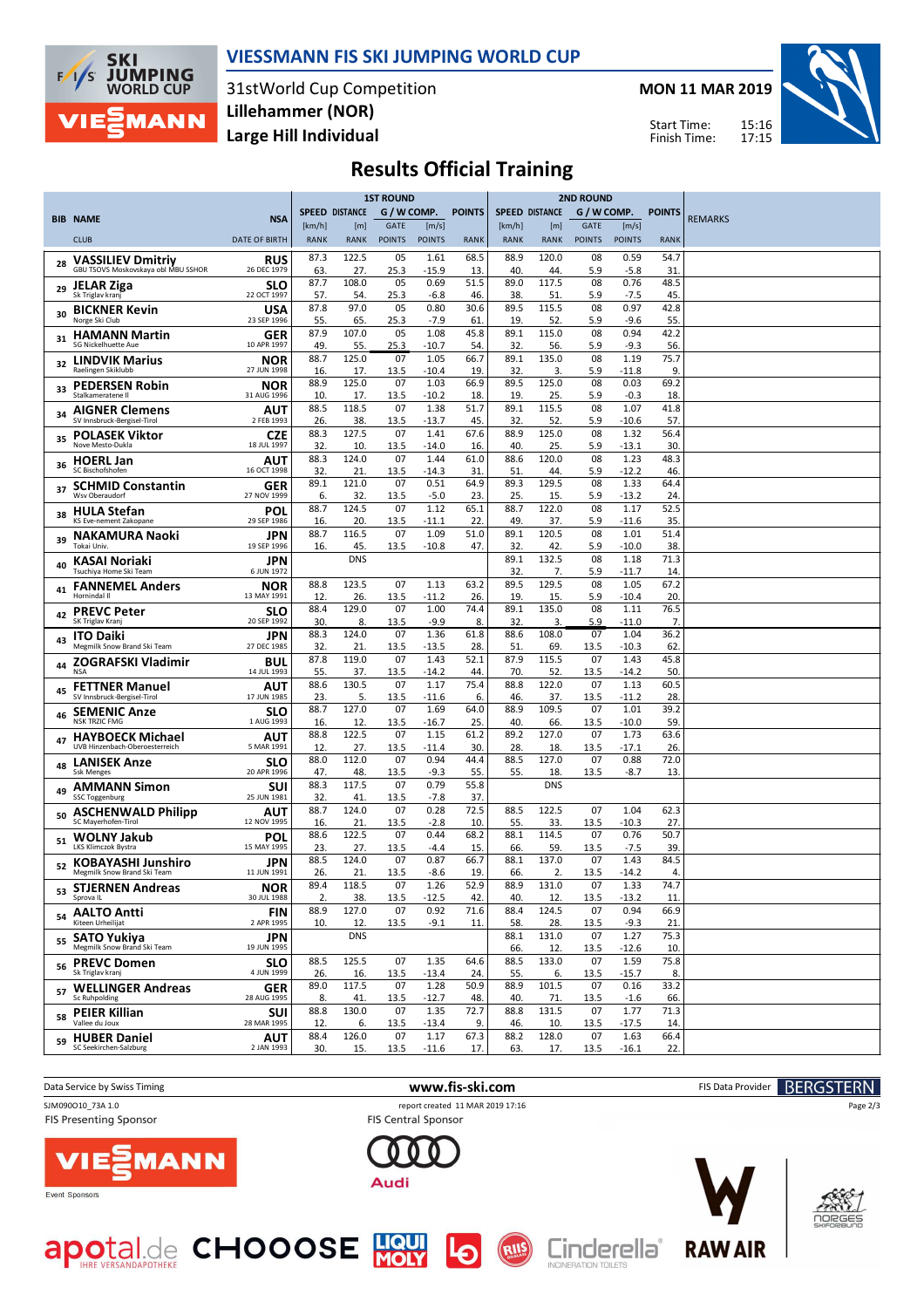# VIESSMANN FIS SKI JUMPING WORLD CUP

31stWorld Cup Competition
Lillehammer (NOR)
Large Hill Individual

MON 11 MAR 2019

Start Time: 15:16
Finish Time: 17:15

## Results Official Training

| BIB | NAME / CLUB | NSA / DATE OF BIRTH | 1ST ROUND SPEED [km/h] / RANK | DISTANCE [m] / RANK | GATE / POINTS | [m/s] / POINTS | POINTS / RANK | 2ND ROUND SPEED [km/h] / RANK | DISTANCE [m] / RANK | GATE / POINTS | [m/s] / POINTS | POINTS / RANK | REMARKS |
|---|---|---|---|---|---|---|---|---|---|---|---|---|---|
| 28 | VASSILIEV Dmitriy / GBU TSOVS Moskovskaya obl MBU SSHOR | RUS / 26 DEC 1979 | 87.3 / 63. | 122.5 / 27. | 05 / 25.3 | 1.61 / -15.9 | 68.5 / 13. | 88.9 / 40. | 120.0 / 44. | 08 / 5.9 | 0.59 / -5.8 | 54.7 / 31. | |
| 29 | JELAR Ziga / Sk Triglav kranj | SLO / 22 OCT 1997 | 87.7 / 57. | 108.0 / 54. | 05 / 25.3 | 0.69 / -6.8 | 51.5 / 46. | 89.0 / 38. | 117.5 / 51. | 08 / 5.9 | 0.76 / -7.5 | 48.5 / 45. | |
| 30 | BICKNER Kevin / Norge Ski Club | USA / 23 SEP 1996 | 87.8 / 55. | 97.0 / 65. | 05 / 25.3 | 0.80 / -7.9 | 30.6 / 61. | 89.5 / 19. | 115.5 / 52. | 08 / 5.9 | 0.97 / -9.6 | 42.8 / 55. | |
| 31 | HAMANN Martin / SG Nickelhuette Aue | GER / 10 APR 1997 | 87.9 / 49. | 107.0 / 55. | 05 / 25.3 | 1.08 / -10.7 | 45.8 / 54. | 89.1 / 32. | 115.0 / 56. | 08 / 5.9 | 0.94 / -9.3 | 42.2 / 56. | |
| 32 | LINDVIK Marius / Raelingen Skiklubb | NOR / 27 JUN 1998 | 88.7 / 16. | 125.0 / 17. | 07 / 13.5 | 1.05 / -10.4 | 66.7 / 19. | 89.1 / 32. | 135.0 / 3. | 08 / 5.9 | 1.19 / -11.8 | 75.7 / 9. | |
| 33 | PEDERSEN Robin / Stalkameratene Il | NOR / 31 AUG 1996 | 88.9 / 10. | 125.0 / 17. | 07 / 13.5 | 1.03 / -10.2 | 66.9 / 18. | 89.5 / 19. | 125.0 / 25. | 08 / 5.9 | 0.03 / -0.3 | 69.2 / 18. | |
| 34 | AIGNER Clemens / SV Innsbruck-Bergisel-Tirol | AUT / 2 FEB 1993 | 88.5 / 26. | 118.5 / 38. | 07 / 13.5 | 1.38 / -13.7 | 51.7 / 45. | 89.1 / 32. | 115.5 / 52. | 08 / 5.9 | 1.07 / -10.6 | 41.8 / 57. | |
| 35 | POLASEK Viktor / Nove Mesto-Dukla | CZE / 18 JUL 1997 | 88.3 / 32. | 127.5 / 10. | 07 / 13.5 | 1.41 / -14.0 | 67.6 / 16. | 88.9 / 40. | 125.0 / 25. | 08 / 5.9 | 1.32 / -13.1 | 56.4 / 30. | |
| 36 | HOERL Jan / SC Bischofshofen | AUT / 16 OCT 1998 | 88.3 / 32. | 124.0 / 21. | 07 / 13.5 | 1.44 / -14.3 | 61.0 / 31. | 88.6 / 51. | 120.0 / 44. | 08 / 5.9 | 1.23 / -12.2 | 48.3 / 46. | |
| 37 | SCHMID Constantin / Wsv Oberaudorf | GER / 27 NOV 1999 | 89.1 / 6. | 121.0 / 32. | 07 / 13.5 | 0.51 / -5.0 | 64.9 / 23. | 89.3 / 25. | 129.5 / 15. | 08 / 5.9 | 1.33 / -13.2 | 64.4 / 24. | |
| 38 | HULA Stefan / KS Eve-nement Zakopane | POL / 29 SEP 1986 | 88.7 / 16. | 124.5 / 20. | 07 / 13.5 | 1.12 / -11.1 | 65.1 / 22. | 88.7 / 49. | 122.0 / 37. | 08 / 5.9 | 1.17 / -11.6 | 52.5 / 35. | |
| 39 | NAKAMURA Naoki / Tokai Univ. | JPN / 19 SEP 1996 | 88.7 / 16. | 116.5 / 45. | 07 / 13.5 | 1.09 / -10.8 | 51.0 / 47. | 89.1 / 32. | 120.5 / 42. | 08 / 5.9 | 1.01 / -10.0 | 51.4 / 38. | |
| 40 | KASAI Noriaki / Tsuchiya Home Ski Team | JPN / 6 JUN 1972 | | DNS | | | | 89.1 / 32. | 132.5 / 7. | 08 / 5.9 | 1.18 / -11.7 | 71.3 / 14. | |
| 41 | FANNEMEL Anders / Hornindal Il | NOR / 13 MAY 1991 | 88.8 / 12. | 123.5 / 26. | 07 / 13.5 | 1.13 / -11.2 | 63.2 / 26. | 89.5 / 19. | 129.5 / 15. | 08 / 5.9 | 1.05 / -10.4 | 67.2 / 20. | |
| 42 | PREVC Peter / SK Triglav Kranj | SLO / 20 SEP 1992 | 88.4 / 30. | 129.0 / 8. | 07 / 13.5 | 1.00 / -9.9 | 74.4 / 8. | 89.1 / 32. | 135.0 / 3. | 08 / 5.9 | 1.11 / -11.0 | 76.5 / 7. | |
| 43 | ITO Daiki / Megmilk Snow Brand Ski Team | JPN / 27 DEC 1985 | 88.3 / 32. | 124.0 / 21. | 07 / 13.5 | 1.36 / -13.5 | 61.8 / 28. | 88.6 / 51. | 108.0 / 69. | 07 / 13.5 | 1.04 / -10.3 | 36.2 / 62. | |
| 44 | ZOGRAFSKI Vladimir / NSA | BUL / 14 JUL 1993 | 87.8 / 55. | 119.0 / 37. | 07 / 13.5 | 1.43 / -14.2 | 52.1 / 44. | 87.9 / 70. | 115.5 / 52. | 07 / 13.5 | 1.43 / -14.2 | 45.8 / 50. | |
| 45 | FETTNER Manuel / SV Innsbruck-Bergisel-Tirol | AUT / 17 JUN 1985 | 88.6 / 23. | 130.5 / 5. | 07 / 13.5 | 1.17 / -11.6 | 75.4 / 6. | 88.8 / 46. | 122.0 / 37. | 07 / 13.5 | 1.13 / -11.2 | 60.5 / 28. | |
| 46 | SEMENIC Anze / NSK TRZIC FMG | SLO / 1 AUG 1993 | 88.7 / 16. | 127.0 / 12. | 07 / 13.5 | 1.69 / -16.7 | 64.0 / 25. | 88.9 / 40. | 109.5 / 66. | 07 / 13.5 | 1.01 / -10.0 | 39.2 / 59. | |
| 47 | HAYBOECK Michael / UVB Hinzenbach-Oberoesterreich | AUT / 5 MAR 1991 | 88.8 / 12. | 122.5 / 27. | 07 / 13.5 | 1.15 / -11.4 | 61.2 / 30. | 89.2 / 28. | 127.0 / 18. | 07 / 13.5 | 1.73 / -17.1 | 63.6 / 26. | |
| 48 | LANISEK Anze / Ssk Menges | SLO / 20 APR 1996 | 88.0 / 47. | 112.0 / 48. | 07 / 13.5 | 0.94 / -9.3 | 44.4 / 55. | 88.5 / 55. | 127.0 / 18. | 07 / 13.5 | 0.88 / -8.7 | 72.0 / 13. | |
| 49 | AMMANN Simon / SSC Toggenburg | SUI / 25 JUN 1981 | 88.3 / 32. | 117.5 / 41. | 07 / 13.5 | 0.79 / -7.8 | 55.8 / 37. | | DNS | | | | |
| 50 | ASCHENWALD Philipp / SC Mayerhofen-Tirol | AUT / 12 NOV 1995 | 88.7 / 16. | 124.0 / 21. | 07 / 13.5 | 0.28 / -2.8 | 72.5 / 10. | 88.5 / 55. | 122.5 / 33. | 07 / 13.5 | 1.04 / -10.3 | 62.3 / 27. | |
| 51 | WOLNY Jakub / LKS Klimczok Bystra | POL / 15 MAY 1995 | 88.6 / 23. | 122.5 / 27. | 07 / 13.5 | 0.44 / -4.4 | 68.2 / 15. | 88.1 / 66. | 114.5 / 59. | 07 / 13.5 | 0.76 / -7.5 | 50.7 / 39. | |
| 52 | KOBAYASHI Junshiro / Megmilk Snow Brand Ski Team | JPN / 11 JUN 1991 | 88.5 / 26. | 124.0 / 21. | 07 / 13.5 | 0.87 / -8.6 | 66.7 / 19. | 88.1 / 66. | 137.0 / 2. | 07 / 13.5 | 1.43 / -14.2 | 84.5 / 4. | |
| 53 | STJERNEN Andreas / Sprova IL | NOR / 30 JUL 1988 | 89.4 / 2. | 118.5 / 38. | 07 / 13.5 | 1.26 / -12.5 | 52.9 / 42. | 88.9 / 40. | 131.0 / 12. | 07 / 13.5 | 1.33 / -13.2 | 74.7 / 11. | |
| 54 | AALTO Antti / Kiteen Urheilijat | FIN / 2 APR 1995 | 88.9 / 10. | 127.0 / 12. | 07 / 13.5 | 0.92 / -9.1 | 71.6 / 11. | 88.4 / 58. | 124.5 / 28. | 07 / 13.5 | 0.94 / -9.3 | 66.9 / 21. | |
| 55 | SATO Yukiya / Megmilk Snow Brand Ski Team | JPN / 19 JUN 1995 | | DNS | | | | 88.1 / 66. | 131.0 / 12. | 07 / 13.5 | 1.27 / -12.6 | 75.3 / 10. | |
| 56 | PREVC Domen / Sk Triglav kranj | SLO / 4 JUN 1999 | 88.5 / 26. | 125.5 / 16. | 07 / 13.5 | 1.35 / -13.4 | 64.6 / 24. | 88.5 / 55. | 133.0 / 6. | 07 / 13.5 | 1.59 / -15.7 | 75.8 / 8. | |
| 57 | WELLINGER Andreas / Sc Ruhpolding | GER / 28 AUG 1995 | 89.0 / 8. | 117.5 / 41. | 07 / 13.5 | 1.28 / -12.7 | 50.9 / 48. | 88.9 / 40. | 101.5 / 71. | 07 / 13.5 | 0.16 / -1.6 | 33.2 / 66. | |
| 58 | PEIER Killian / Vallee du Joux | SUI / 28 MAR 1995 | 88.8 / 12. | 130.0 / 6. | 07 / 13.5 | 1.35 / -13.4 | 72.7 / 9. | 88.8 / 46. | 131.5 / 10. | 07 / 13.5 | 1.77 / -17.5 | 71.3 / 14. | |
| 59 | HUBER Daniel / SC Seekirchen-Salzburg | AUT / 2 JAN 1993 | 88.4 / 30. | 126.0 / 15. | 07 / 13.5 | 1.17 / -11.6 | 67.3 / 17. | 88.2 / 63. | 128.0 / 17. | 07 / 13.5 | 1.63 / -16.1 | 66.4 / 22. | |

Data Service by Swiss Timing — www.fis-ski.com — FIS Data Provider BERGSTERN

SJM090O10_73A 1.0 — report created 11 MAR 2019 17:16

FIS Presenting Sponsor — FIS Central Sponsor

Event Sponsors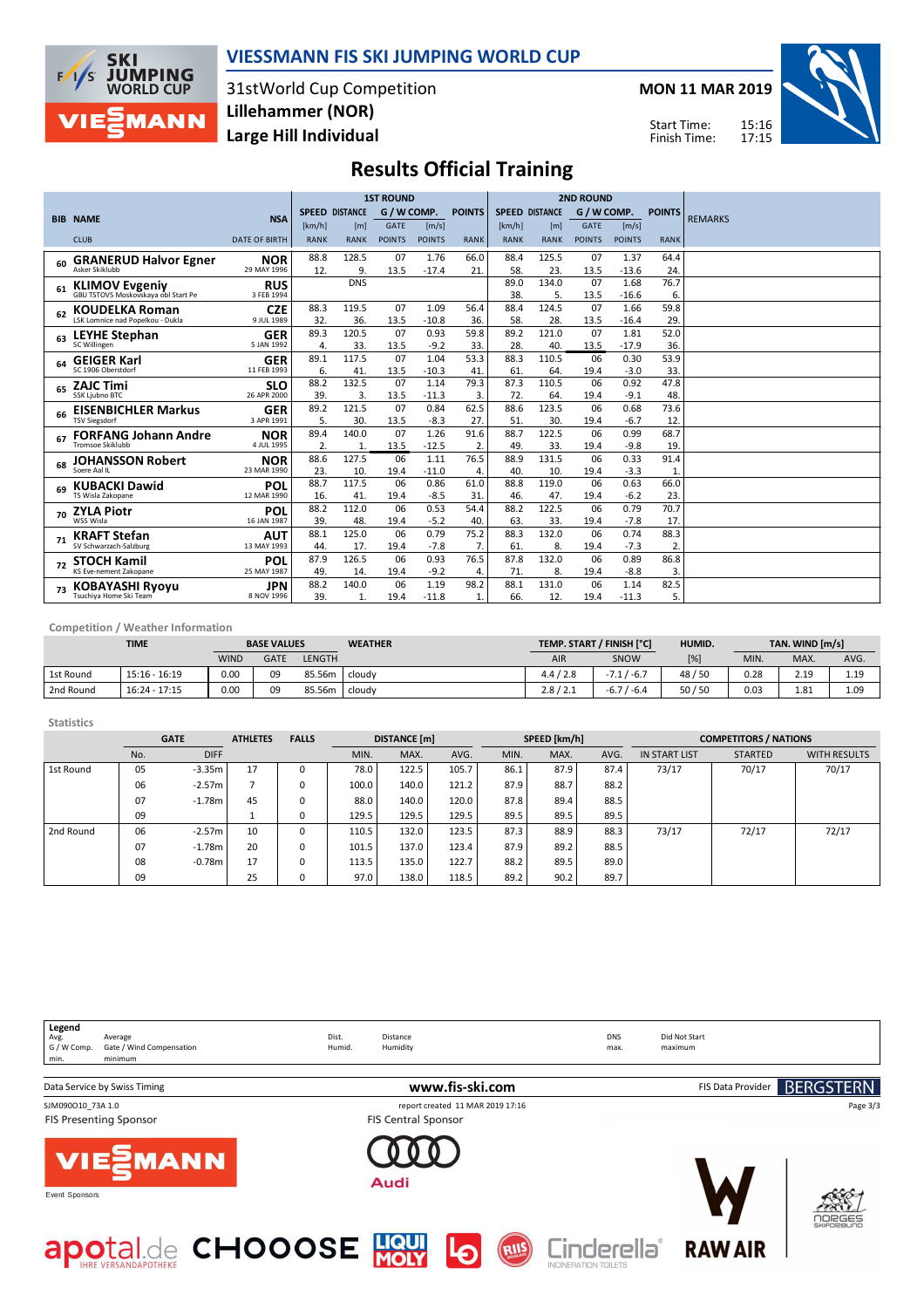# VIESSMANN FIS SKI JUMPING WORLD CUP

31stWorld Cup Competition
**Lillehammer (NOR)**
**Large Hill Individual**

**MON 11 MAR 2019**

Start Time: 15:16
Finish Time: 17:15

## Results Official Training

| BIB | NAME / CLUB | NSA / DATE OF BIRTH | 1ST ROUND SPEED [km/h] / RANK | DISTANCE [m] / RANK | GATE / POINTS | WIND [m/s] / POINTS | POINTS / RANK | 2ND ROUND SPEED [km/h] / RANK | DISTANCE [m] / RANK | GATE / POINTS | WIND [m/s] / POINTS | POINTS / RANK | REMARKS |
|---|---|---|---|---|---|---|---|---|---|---|---|---|---|
| 60 | **GRANERUD Halvor Egner** Asker Skiklubb | **NOR** 29 MAY 1996 | 88.8 / 12. | 128.5 / 9. | 07 / 13.5 | 1.76 / -17.4 | 66.0 / 21. | 88.4 / 58. | 125.5 / 23. | 07 / 13.5 | 1.37 / -13.6 | 64.4 / 24. | |
| 61 | **KLIMOV Evgeniy** GBU TSTOVS Moskovskaya obl Start Pe | **RUS** 3 FEB 1994 | | DNS | | | | 89.0 / 38. | 134.0 / 5. | 07 / 13.5 | 1.68 / -16.6 | 76.7 / 6. | |
| 62 | **KOUDELKA Roman** LSK Lomnice nad Popelkou - Dukla | **CZE** 9 JUL 1989 | 88.3 / 32. | 119.5 / 36. | 07 / 13.5 | 1.09 / -10.8 | 56.4 / 36. | 88.4 / 58. | 124.5 / 28. | 07 / 13.5 | 1.66 / -16.4 | 59.8 / 29. | |
| 63 | **LEYHE Stephan** SC Willingen | **GER** 5 JAN 1992 | 89.3 / 4. | 120.5 / 33. | 07 / 13.5 | 0.93 / -9.2 | 59.8 / 33. | 89.2 / 28. | 121.0 / 40. | 07 / 13.5 | 1.81 / -17.9 | 52.0 / 36. | |
| 64 | **GEIGER Karl** SC 1906 Oberstdorf | **GER** 11 FEB 1993 | 89.1 / 6. | 117.5 / 41. | 07 / 13.5 | 1.04 / -10.3 | 53.3 / 41. | 88.3 / 61. | 110.5 / 64. | 06 / 19.4 | 0.30 / -3.0 | 53.9 / 33. | |
| 65 | **ZAJC Timi** SSK Ljubno BTC | **SLO** 26 APR 2000 | 88.2 / 39. | 132.5 / 3. | 07 / 13.5 | 1.14 / -11.3 | 79.3 / 3. | 87.3 / 72. | 110.5 / 64. | 06 / 19.4 | 0.92 / -9.1 | 47.8 / 48. | |
| 66 | **EISENBICHLER Markus** TSV Siegsdorf | **GER** 3 APR 1991 | 89.2 / 5. | 121.5 / 30. | 07 / 13.5 | 0.84 / -8.3 | 62.5 / 27. | 88.6 / 51. | 123.5 / 30. | 06 / 19.4 | 0.68 / -6.7 | 73.6 / 12. | |
| 67 | **FORFANG Johann Andre** Tromsoe Skiklubb | **NOR** 4 JUL 1995 | 89.4 / 2. | 140.0 / 1. | 07 / 13.5 | 1.26 / -12.5 | 91.6 / 2. | 88.7 / 49. | 122.5 / 33. | 06 / 19.4 | 0.99 / -9.8 | 68.7 / 19. | |
| 68 | **JOHANSSON Robert** Soere Aal IL | **NOR** 23 MAR 1990 | 88.6 / 23. | 127.5 / 10. | 06 / 19.4 | 1.11 / -11.0 | 76.5 / 4. | 88.9 / 40. | 131.5 / 10. | 06 / 19.4 | 0.33 / -3.3 | 91.4 / 1. | |
| 69 | **KUBACKI Dawid** TS Wisla Zakopane | **POL** 12 MAR 1990 | 88.7 / 16. | 117.5 / 41. | 06 / 19.4 | 0.86 / -8.5 | 61.0 / 31. | 88.8 / 46. | 119.0 / 47. | 06 / 19.4 | 0.63 / -6.2 | 66.0 / 23. | |
| 70 | **ZYLA Piotr** WSS Wisla | **POL** 16 JAN 1987 | 88.2 / 39. | 112.0 / 48. | 06 / 19.4 | 0.53 / -5.2 | 54.4 / 40. | 88.2 / 63. | 122.5 / 33. | 06 / 19.4 | 0.79 / -7.8 | 70.7 / 17. | |
| 71 | **KRAFT Stefan** SV Schwarzach-Salzburg | **AUT** 13 MAY 1993 | 88.1 / 44. | 125.0 / 17. | 06 / 19.4 | 0.79 / -7.8 | 75.2 / 7. | 88.3 / 61. | 132.0 / 8. | 06 / 19.4 | 0.74 / -7.3 | 88.3 / 2. | |
| 72 | **STOCH Kamil** KS Eve-nement Zakopane | **POL** 25 MAY 1987 | 87.9 / 49. | 126.5 / 14. | 06 / 19.4 | 0.93 / -9.2 | 76.5 / 4. | 87.8 / 71. | 132.0 / 8. | 06 / 19.4 | 0.89 / -8.8 | 86.8 / 3. | |
| 73 | **KOBAYASHI Ryoyu** Tsuchiya Home Ski Team | **JPN** 8 NOV 1996 | 88.2 / 39. | 140.0 / 1. | 06 / 19.4 | 1.19 / -11.8 | 98.2 / 1. | 88.1 / 66. | 131.0 / 12. | 06 / 19.4 | 1.14 / -11.3 | 82.5 / 5. | |

### Competition / Weather Information

| | TIME | BASE VALUES WIND | BASE VALUES GATE | BASE VALUES LENGTH | WEATHER | TEMP. START / FINISH [°C] AIR | TEMP. START / FINISH [°C] SNOW | HUMID. [%] | TAN. WIND [m/s] MIN. | TAN. WIND [m/s] MAX. | TAN. WIND [m/s] AVG. |
|---|---|---|---|---|---|---|---|---|---|---|---|
| 1st Round | 15:16 - 16:19 | 0.00 | 09 | 85.56m | cloudy | 4.4 / 2.8 | -7.1 / -6.7 | 48 / 50 | 0.28 | 2.19 | 1.19 |
| 2nd Round | 16:24 - 17:15 | 0.00 | 09 | 85.56m | cloudy | 2.8 / 2.1 | -6.7 / -6.4 | 50 / 50 | 0.03 | 1.81 | 1.09 |

### Statistics

| | GATE No. | GATE DIFF | ATHLETES | FALLS | DISTANCE [m] MIN. | DISTANCE [m] MAX. | DISTANCE [m] AVG. | SPEED [km/h] MIN. | SPEED [km/h] MAX. | SPEED [km/h] AVG. | IN START LIST | STARTED | WITH RESULTS |
|---|---|---|---|---|---|---|---|---|---|---|---|---|---|
| 1st Round | 05 | -3.35m | 17 | 0 | 78.0 | 122.5 | 105.7 | 86.1 | 87.9 | 87.4 | 73/17 | 70/17 | 70/17 |
| | 06 | -2.57m | 7 | 0 | 100.0 | 140.0 | 121.2 | 87.9 | 88.7 | 88.2 | | | |
| | 07 | -1.78m | 45 | 0 | 88.0 | 140.0 | 120.0 | 87.8 | 89.4 | 88.5 | | | |
| | 09 | | 1 | 0 | 129.5 | 129.5 | 129.5 | 89.5 | 89.5 | 89.5 | | | |
| 2nd Round | 06 | -2.57m | 10 | 0 | 110.5 | 132.0 | 123.5 | 87.3 | 88.9 | 88.3 | 73/17 | 72/17 | 72/17 |
| | 07 | -1.78m | 20 | 0 | 101.5 | 137.0 | 123.4 | 87.9 | 89.2 | 88.5 | | | |
| | 08 | -0.78m | 17 | 0 | 113.5 | 135.0 | 122.7 | 88.2 | 89.5 | 89.0 | | | |
| | 09 | | 25 | 0 | 97.0 | 138.0 | 118.5 | 89.2 | 90.2 | 89.7 | | | |

**Legend**

| | | | | | |
|---|---|---|---|---|---|
| Avg. | Average | Dist. | Distance | DNS | Did Not Start |
| G / W Comp. | Gate / Wind Compensation | Humid. | Humidity | max. | maximum |
| min. | minimum | | | | |

Data Service by Swiss Timing — www.fis-ski.com — FIS Data Provider BERGSTERN

SJM090O10_73A 1.0 — report created 11 MAR 2019 17:16

FIS Presenting Sponsor: VIESSMANN — FIS Central Sponsor: Audi

Event Sponsors: apotal.de, CHOOOSE, LIQUI MOLY, Cinderella, RAW AIR